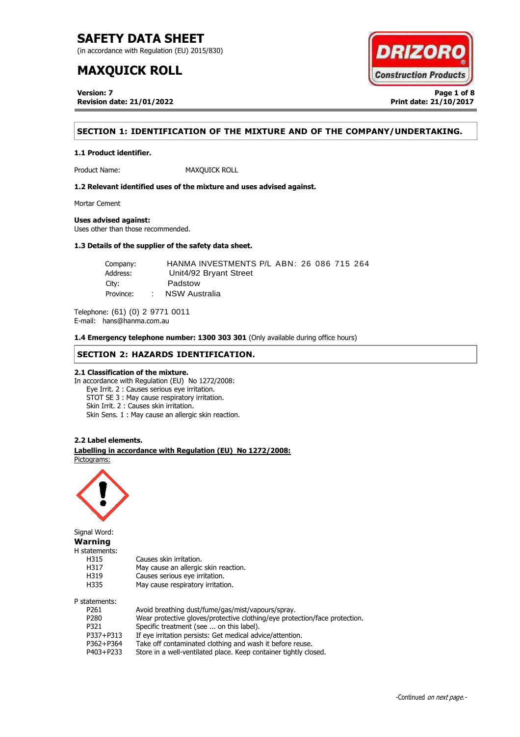# SAFETY DATA SHEET

(in accordance with Regulation (EU) 2015/830)

# MAXQUICK ROLL

**Version: 7**
**Revision date: 21/01/2022**

**Print date: 21/10/2017**

## SECTION 1: IDENTIFICATION OF THE MIXTURE AND OF THE COMPANY/UNDERTAKING.

### 1.1 Product identifier.

Product Name: MAXQUICK ROLL

### 1.2 Relevant identified uses of the mixture and uses advised against.

Mortar Cement

**Uses advised against:**
Uses other than those recommended.

### 1.3 Details of the supplier of the safety data sheet.

Company: HANMA INVESTMENTS P/L ABN: 26 086 715 264
Address: Unit4/92 Bryant Street
City: Padstow
Province: : NSW Australia

Telephone: (61) (0) 2 9771 0011
E-mail: hans@hanma.com.au

**1.4 Emergency telephone number: 1300 303 301** (Only available during office hours)

## SECTION 2: HAZARDS IDENTIFICATION.

### 2.1 Classification of the mixture.

In accordance with Regulation (EU) No 1272/2008:

- Eye Irrit. 2 : Causes serious eye irritation.
- STOT SE 3 : May cause respiratory irritation.
- Skin Irrit. 2 : Causes skin irritation.
- Skin Sens. 1 : May cause an allergic skin reaction.

### 2.2 Label elements.

**Labelling in accordance with Regulation (EU) No 1272/2008:**

Pictograms:

Signal Word:
**Warning**

H statements:

| | |
|---|---|
| H315 | Causes skin irritation. |
| H317 | May cause an allergic skin reaction. |
| H319 | Causes serious eye irritation. |
| H335 | May cause respiratory irritation. |

P statements:

| | |
|---|---|
| P261 | Avoid breathing dust/fume/gas/mist/vapours/spray. |
| P280 | Wear protective gloves/protective clothing/eye protection/face protection. |
| P321 | Specific treatment (see ... on this label). |
| P337+P313 | If eye irritation persists: Get medical advice/attention. |
| P362+P364 | Take off contaminated clothing and wash it before reuse. |
| P403+P233 | Store in a well-ventilated place. Keep container tightly closed. |

-Continued *on next page.*-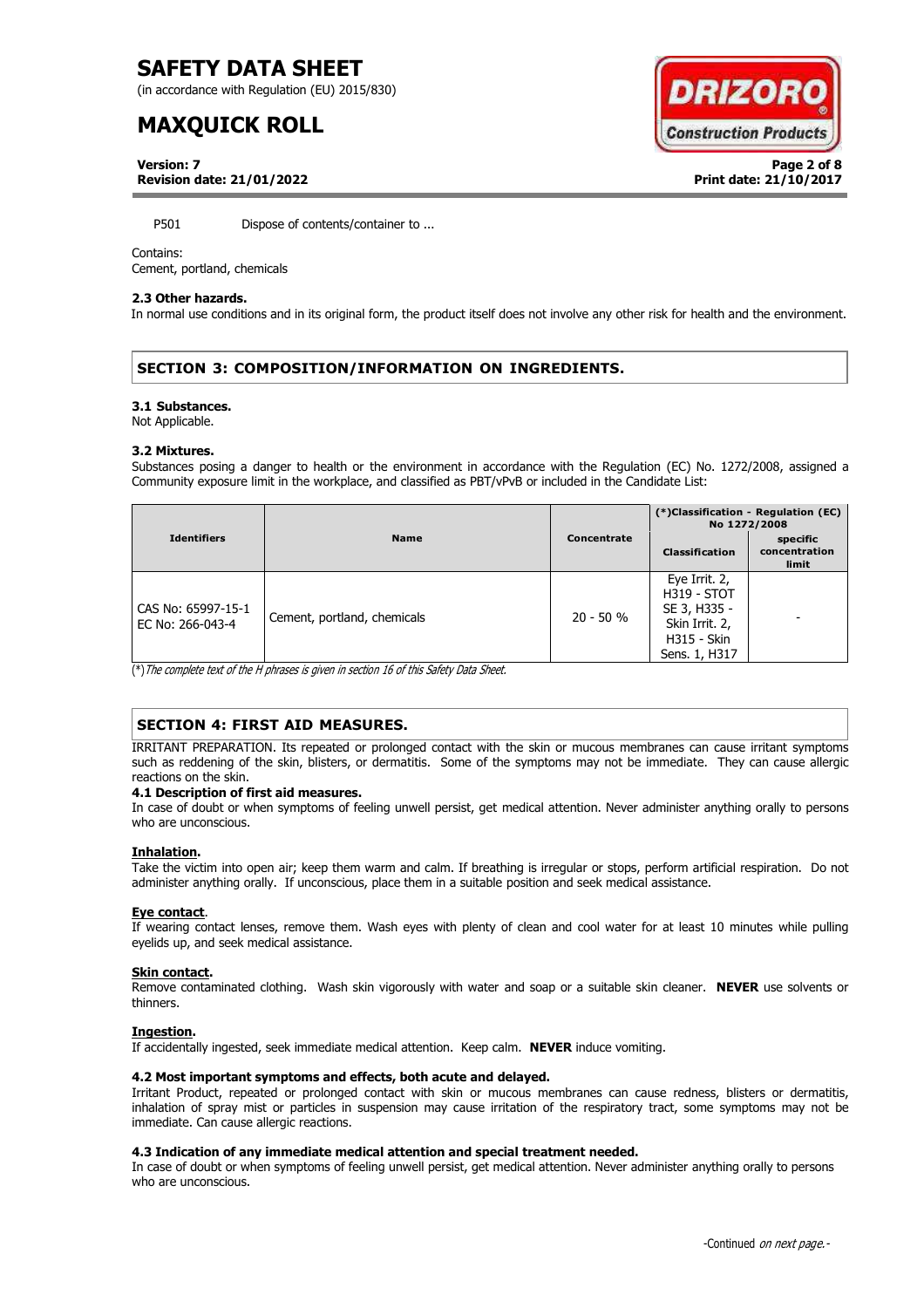P501 Dispose of contents/container to ...

Contains:
Cement, portland, chemicals

**2.3 Other hazards.**
In normal use conditions and in its original form, the product itself does not involve any other risk for health and the environment.

## SECTION 3: COMPOSITION/INFORMATION ON INGREDIENTS.

**3.1 Substances.**
Not Applicable.

**3.2 Mixtures.**
Substances posing a danger to health or the environment in accordance with the Regulation (EC) No. 1272/2008, assigned a Community exposure limit in the workplace, and classified as PBT/vPvB or included in the Candidate List:

| Identifiers | Name | Concentrate | (*)Classification - Regulation (EC) No 1272/2008 | |
|---|---|---|---|---|
| | | | Classification | specific concentration limit |
| CAS No: 65997-15-1<br>EC No: 266-043-4 | Cement, portland, chemicals | 20 - 50 % | Eye Irrit. 2, H319 - STOT SE 3, H335 - Skin Irrit. 2, H315 - Skin Sens. 1, H317 | - |

(*)*The complete text of the H phrases is given in section 16 of this Safety Data Sheet.*

## SECTION 4: FIRST AID MEASURES.

IRRITANT PREPARATION. Its repeated or prolonged contact with the skin or mucous membranes can cause irritant symptoms such as reddening of the skin, blisters, or dermatitis. Some of the symptoms may not be immediate. They can cause allergic reactions on the skin.

**4.1 Description of first aid measures.**
In case of doubt or when symptoms of feeling unwell persist, get medical attention. Never administer anything orally to persons who are unconscious.

**Inhalation.**
Take the victim into open air; keep them warm and calm. If breathing is irregular or stops, perform artificial respiration. Do not administer anything orally. If unconscious, place them in a suitable position and seek medical assistance.

**Eye contact.**
If wearing contact lenses, remove them. Wash eyes with plenty of clean and cool water for at least 10 minutes while pulling eyelids up, and seek medical assistance.

**Skin contact.**
Remove contaminated clothing. Wash skin vigorously with water and soap or a suitable skin cleaner. **NEVER** use solvents or thinners.

**Ingestion.**
If accidentally ingested, seek immediate medical attention. Keep calm. **NEVER** induce vomiting.

**4.2 Most important symptoms and effects, both acute and delayed.**
Irritant Product, repeated or prolonged contact with skin or mucous membranes can cause redness, blisters or dermatitis, inhalation of spray mist or particles in suspension may cause irritation of the respiratory tract, some symptoms may not be immediate. Can cause allergic reactions.

**4.3 Indication of any immediate medical attention and special treatment needed.**
In case of doubt or when symptoms of feeling unwell persist, get medical attention. Never administer anything orally to persons who are unconscious.

-Continued *on next page.*-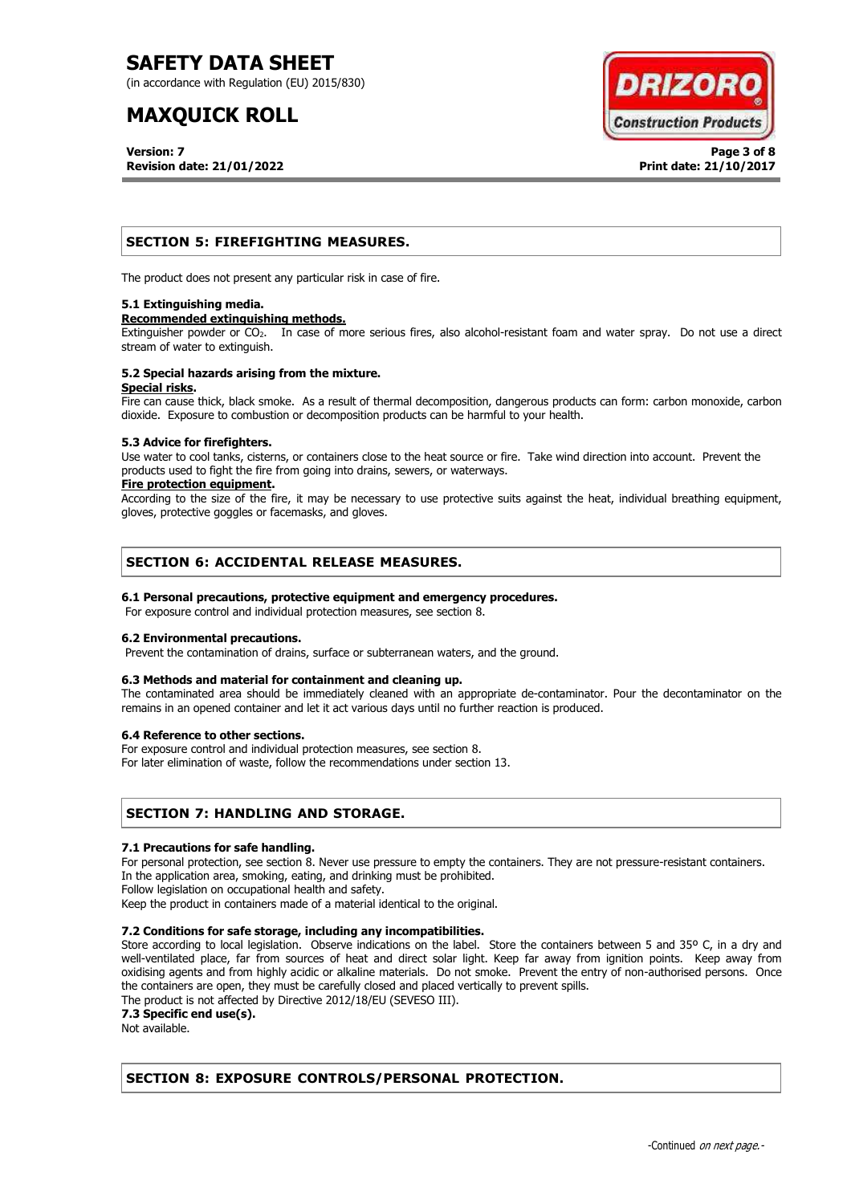## SECTION 5: FIREFIGHTING MEASURES.

The product does not present any particular risk in case of fire.

### 5.1 Extinguishing media.

**Recommended extinguishing methods.**

Extinguisher powder or $CO_2$. In case of more serious fires, also alcohol-resistant foam and water spray. Do not use a direct stream of water to extinguish.

### 5.2 Special hazards arising from the mixture.

**Special risks.**

Fire can cause thick, black smoke. As a result of thermal decomposition, dangerous products can form: carbon monoxide, carbon dioxide. Exposure to combustion or decomposition products can be harmful to your health.

### 5.3 Advice for firefighters.

Use water to cool tanks, cisterns, or containers close to the heat source or fire. Take wind direction into account. Prevent the products used to fight the fire from going into drains, sewers, or waterways.

**Fire protection equipment.**

According to the size of the fire, it may be necessary to use protective suits against the heat, individual breathing equipment, gloves, protective goggles or facemasks, and gloves.

## SECTION 6: ACCIDENTAL RELEASE MEASURES.

### 6.1 Personal precautions, protective equipment and emergency procedures.

For exposure control and individual protection measures, see section 8.

### 6.2 Environmental precautions.

Prevent the contamination of drains, surface or subterranean waters, and the ground.

### 6.3 Methods and material for containment and cleaning up.

The contaminated area should be immediately cleaned with an appropriate de-contaminator. Pour the decontaminator on the remains in an opened container and let it act various days until no further reaction is produced.

### 6.4 Reference to other sections.

For exposure control and individual protection measures, see section 8.
For later elimination of waste, follow the recommendations under section 13.

## SECTION 7: HANDLING AND STORAGE.

### 7.1 Precautions for safe handling.

For personal protection, see section 8. Never use pressure to empty the containers. They are not pressure-resistant containers.
In the application area, smoking, eating, and drinking must be prohibited.
Follow legislation on occupational health and safety.
Keep the product in containers made of a material identical to the original.

### 7.2 Conditions for safe storage, including any incompatibilities.

Store according to local legislation. Observe indications on the label. Store the containers between 5 and 35º C, in a dry and well-ventilated place, far from sources of heat and direct solar light. Keep far away from ignition points. Keep away from oxidising agents and from highly acidic or alkaline materials. Do not smoke. Prevent the entry of non-authorised persons. Once the containers are open, they must be carefully closed and placed vertically to prevent spills.
The product is not affected by Directive 2012/18/EU (SEVESO III).

### 7.3 Specific end use(s).

Not available.

## SECTION 8: EXPOSURE CONTROLS/PERSONAL PROTECTION.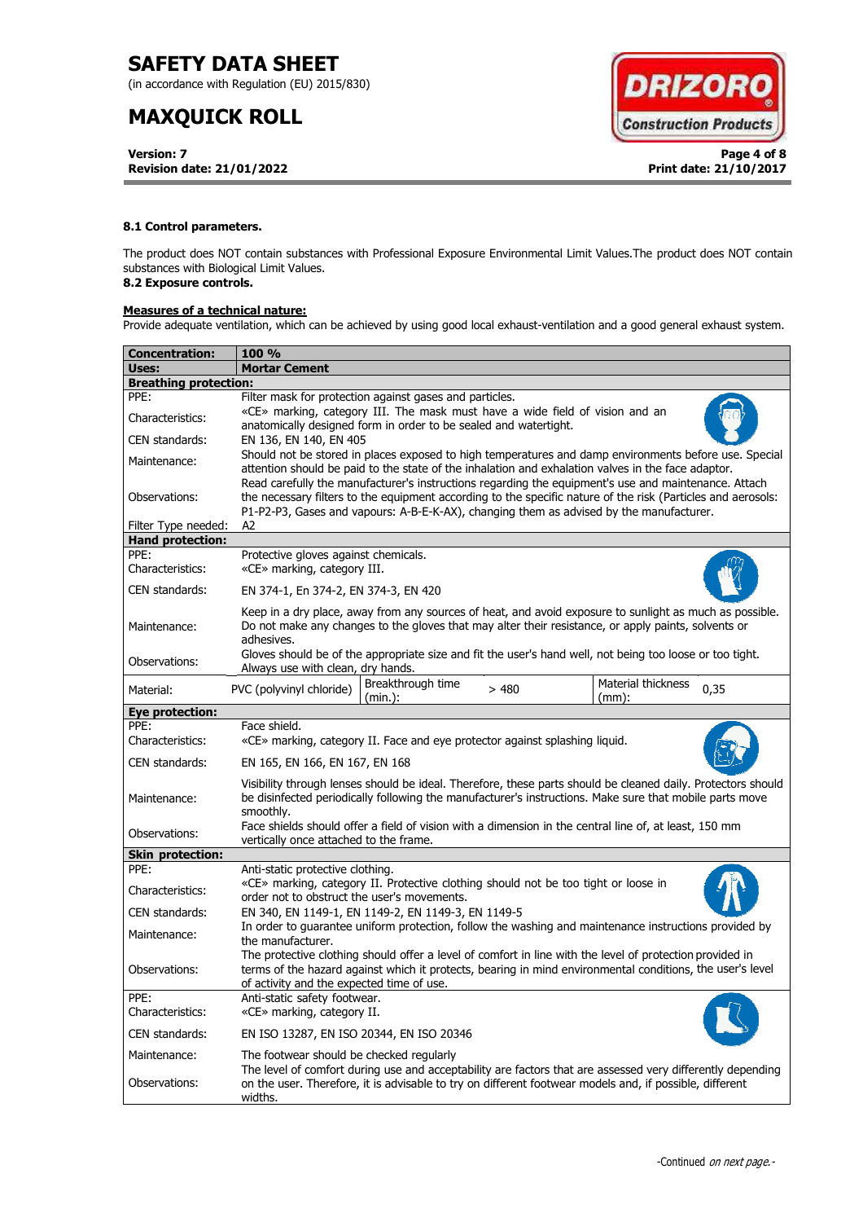**8.1 Control parameters.**

The product does NOT contain substances with Professional Exposure Environmental Limit Values.The product does NOT contain substances with Biological Limit Values.

**8.2 Exposure controls.**

**Measures of a technical nature:**

Provide adequate ventilation, which can be achieved by using good local exhaust-ventilation and a good general exhaust system.

| **Concentration:** | **100 %** | | | | |
|---|---|---|---|---|---|
| **Uses:** | **Mortar Cement** | | | | |
| **Breathing protection:** | | | | | |
| PPE: | Filter mask for protection against gases and particles. | | | | |
| Characteristics: | «CE» marking, category III. The mask must have a wide field of vision and an anatomically designed form in order to be sealed and watertight. | | | | |
| CEN standards: | EN 136, EN 140, EN 405 | | | | |
| Maintenance: | Should not be stored in places exposed to high temperatures and damp environments before use. Special attention should be paid to the state of the inhalation and exhalation valves in the face adaptor. | | | | |
| Observations: | Read carefully the manufacturer's instructions regarding the equipment's use and maintenance. Attach the necessary filters to the equipment according to the specific nature of the risk (Particles and aerosols: P1-P2-P3, Gases and vapours: A-B-E-K-AX), changing them as advised by the manufacturer. | | | | |
| Filter Type needed: | A2 | | | | |
| **Hand protection:** | | | | | |
| PPE: | Protective gloves against chemicals. | | | | |
| Characteristics: | «CE» marking, category III. | | | | |
| CEN standards: | EN 374-1, En 374-2, EN 374-3, EN 420 | | | | |
| Maintenance: | Keep in a dry place, away from any sources of heat, and avoid exposure to sunlight as much as possible. Do not make any changes to the gloves that may alter their resistance, or apply paints, solvents or adhesives. | | | | |
| Observations: | Gloves should be of the appropriate size and fit the user's hand well, not being too loose or too tight. Always use with clean, dry hands. | | | | |
| Material: | PVC (polyvinyl chloride) | Breakthrough time (min.): | > 480 | Material thickness (mm): | 0,35 |
| **Eye protection:** | | | | | |
| PPE: | Face shield. | | | | |
| Characteristics: | «CE» marking, category II. Face and eye protector against splashing liquid. | | | | |
| CEN standards: | EN 165, EN 166, EN 167, EN 168 | | | | |
| Maintenance: | Visibility through lenses should be ideal. Therefore, these parts should be cleaned daily. Protectors should be disinfected periodically following the manufacturer's instructions. Make sure that mobile parts move smoothly. | | | | |
| Observations: | Face shields should offer a field of vision with a dimension in the central line of, at least, 150 mm vertically once attached to the frame. | | | | |
| **Skin protection:** | | | | | |
| PPE: | Anti-static protective clothing. | | | | |
| Characteristics: | «CE» marking, category II. Protective clothing should not be too tight or loose in order not to obstruct the user's movements. | | | | |
| CEN standards: | EN 340, EN 1149-1, EN 1149-2, EN 1149-3, EN 1149-5 | | | | |
| Maintenance: | In order to guarantee uniform protection, follow the washing and maintenance instructions provided by the manufacturer. | | | | |
| Observations: | The protective clothing should offer a level of comfort in line with the level of protection provided in terms of the hazard against which it protects, bearing in mind environmental conditions, the user's level of activity and the expected time of use. | | | | |
| PPE: | Anti-static safety footwear. | | | | |
| Characteristics: | «CE» marking, category II. | | | | |
| CEN standards: | EN ISO 13287, EN ISO 20344, EN ISO 20346 | | | | |
| Maintenance: | The footwear should be checked regularly | | | | |
| Observations: | The level of comfort during use and acceptability are factors that are assessed very differently depending on the user. Therefore, it is advisable to try on different footwear models and, if possible, different widths. | | | | |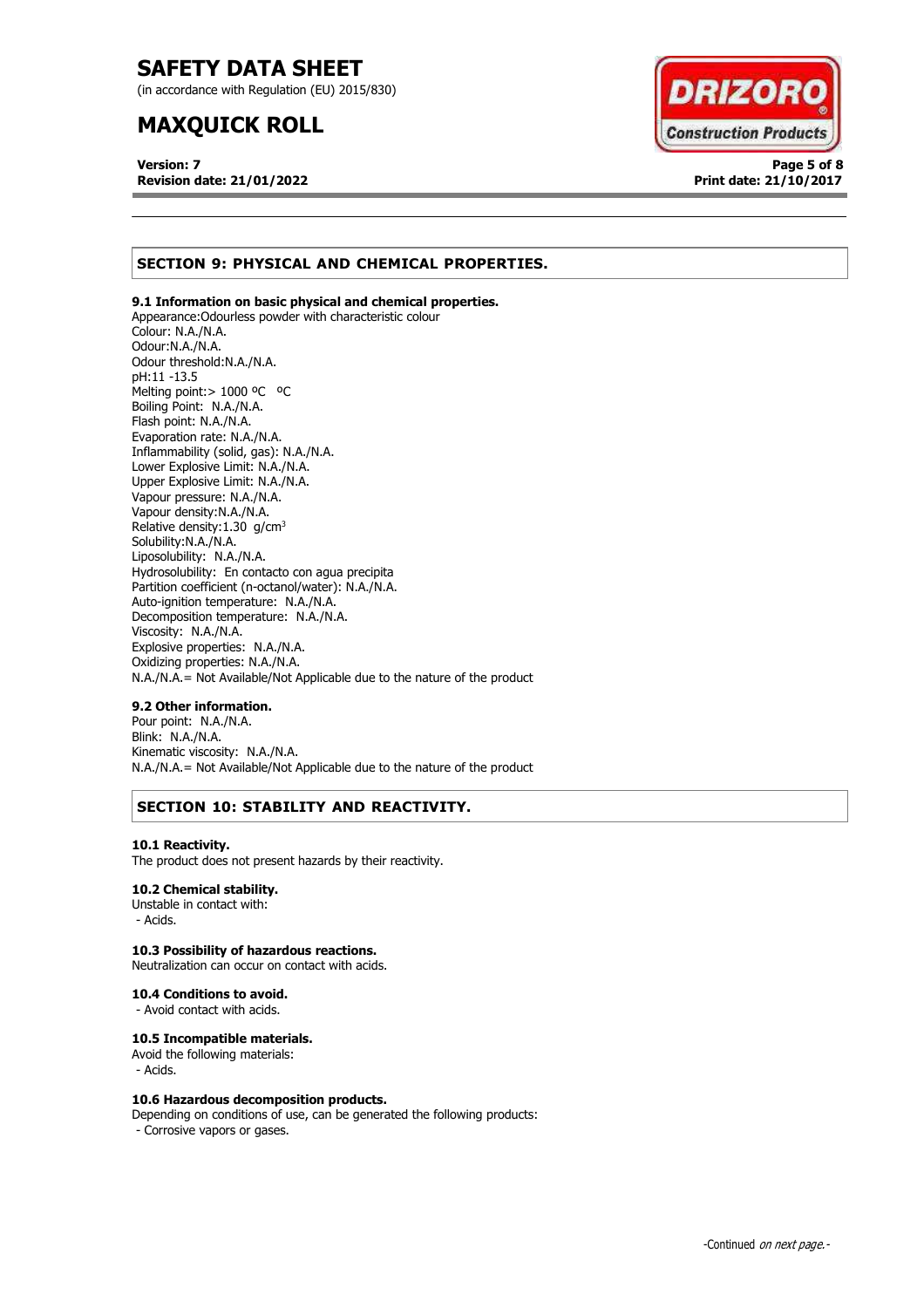## SECTION 9: PHYSICAL AND CHEMICAL PROPERTIES.

**9.1 Information on basic physical and chemical properties.**

Appearance:Odourless powder with characteristic colour
Colour: N.A./N.A.
Odour:N.A./N.A.
Odour threshold:N.A./N.A.
pH:11 -13.5
Melting point:> 1000 ºC ºC
Boiling Point: N.A./N.A.
Flash point: N.A./N.A.
Evaporation rate: N.A./N.A.
Inflammability (solid, gas): N.A./N.A.
Lower Explosive Limit: N.A./N.A.
Upper Explosive Limit: N.A./N.A.
Vapour pressure: N.A./N.A.
Vapour density:N.A./N.A.
Relative density:1.30 g/cm$^3$
Solubility:N.A./N.A.
Liposolubility: N.A./N.A.
Hydrosolubility: En contacto con agua precipita
Partition coefficient (n-octanol/water): N.A./N.A.
Auto-ignition temperature: N.A./N.A.
Decomposition temperature: N.A./N.A.
Viscosity: N.A./N.A.
Explosive properties: N.A./N.A.
Oxidizing properties: N.A./N.A.
N.A./N.A.= Not Available/Not Applicable due to the nature of the product

**9.2 Other information.**

Pour point: N.A./N.A.
Blink: N.A./N.A.
Kinematic viscosity: N.A./N.A.
N.A./N.A.= Not Available/Not Applicable due to the nature of the product

## SECTION 10: STABILITY AND REACTIVITY.

**10.1 Reactivity.**

The product does not present hazards by their reactivity.

**10.2 Chemical stability.**

Unstable in contact with:
- Acids.

**10.3 Possibility of hazardous reactions.**

Neutralization can occur on contact with acids.

**10.4 Conditions to avoid.**

- Avoid contact with acids.

**10.5 Incompatible materials.**

Avoid the following materials:
- Acids.

**10.6 Hazardous decomposition products.**

Depending on conditions of use, can be generated the following products:
- Corrosive vapors or gases.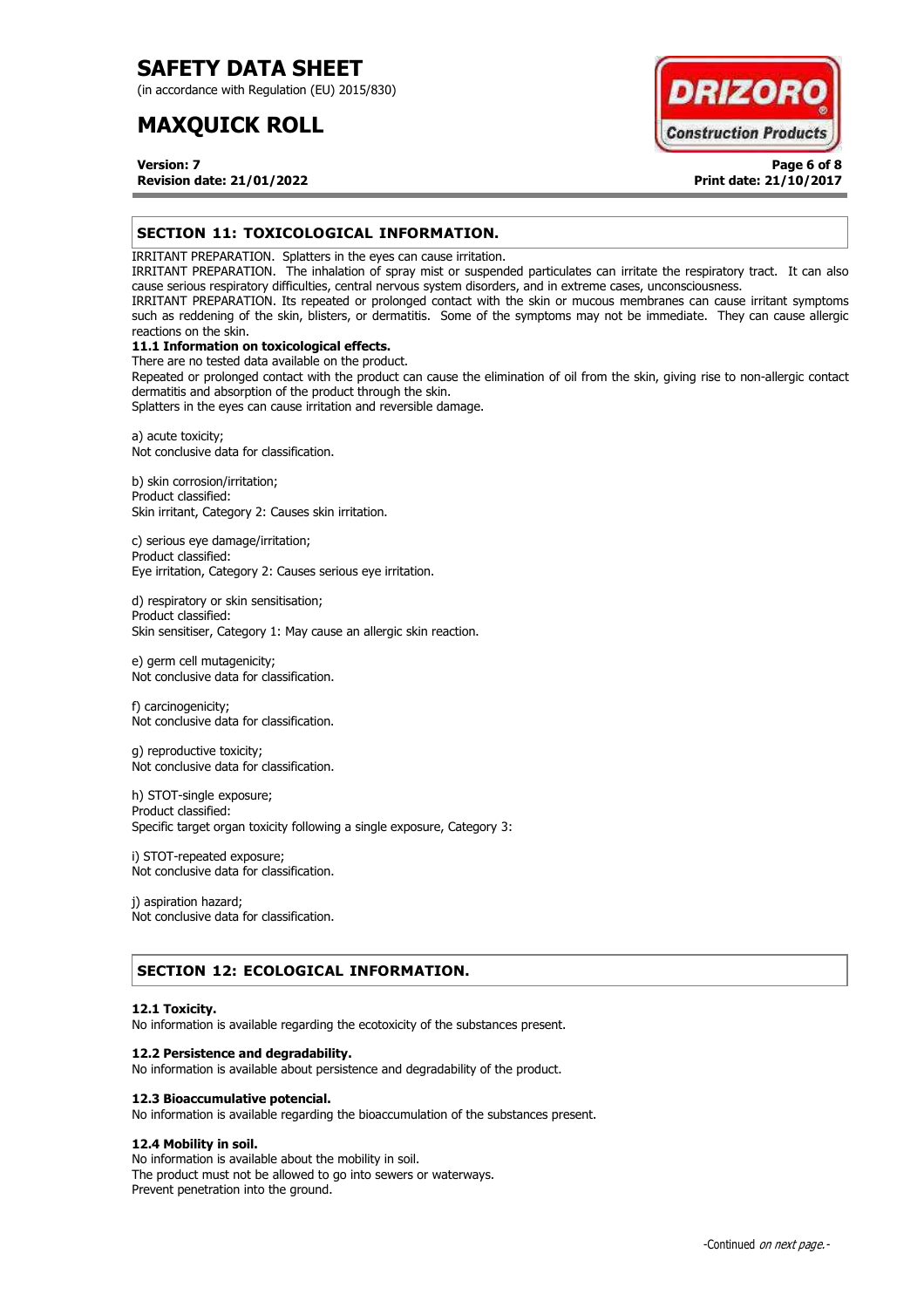## SECTION 11: TOXICOLOGICAL INFORMATION.

IRRITANT PREPARATION. Splatters in the eyes can cause irritation.
IRRITANT PREPARATION. The inhalation of spray mist or suspended particulates can irritate the respiratory tract. It can also cause serious respiratory difficulties, central nervous system disorders, and in extreme cases, unconsciousness.
IRRITANT PREPARATION. Its repeated or prolonged contact with the skin or mucous membranes can cause irritant symptoms such as reddening of the skin, blisters, or dermatitis. Some of the symptoms may not be immediate. They can cause allergic reactions on the skin.

**11.1 Information on toxicological effects.**

There are no tested data available on the product.
Repeated or prolonged contact with the product can cause the elimination of oil from the skin, giving rise to non-allergic contact dermatitis and absorption of the product through the skin.
Splatters in the eyes can cause irritation and reversible damage.

a) acute toxicity;
Not conclusive data for classification.

b) skin corrosion/irritation;
Product classified:
Skin irritant, Category 2: Causes skin irritation.

c) serious eye damage/irritation;
Product classified:
Eye irritation, Category 2: Causes serious eye irritation.

d) respiratory or skin sensitisation;
Product classified:
Skin sensitiser, Category 1: May cause an allergic skin reaction.

e) germ cell mutagenicity;
Not conclusive data for classification.

f) carcinogenicity;
Not conclusive data for classification.

g) reproductive toxicity;
Not conclusive data for classification.

h) STOT-single exposure;
Product classified:
Specific target organ toxicity following a single exposure, Category 3:

i) STOT-repeated exposure;
Not conclusive data for classification.

j) aspiration hazard;
Not conclusive data for classification.

## SECTION 12: ECOLOGICAL INFORMATION.

**12.1 Toxicity.**

No information is available regarding the ecotoxicity of the substances present.

**12.2 Persistence and degradability.**

No information is available about persistence and degradability of the product.

**12.3 Bioaccumulative potencial.**

No information is available regarding the bioaccumulation of the substances present.

**12.4 Mobility in soil.**

No information is available about the mobility in soil.
The product must not be allowed to go into sewers or waterways.
Prevent penetration into the ground.

-Continued *on next page.*-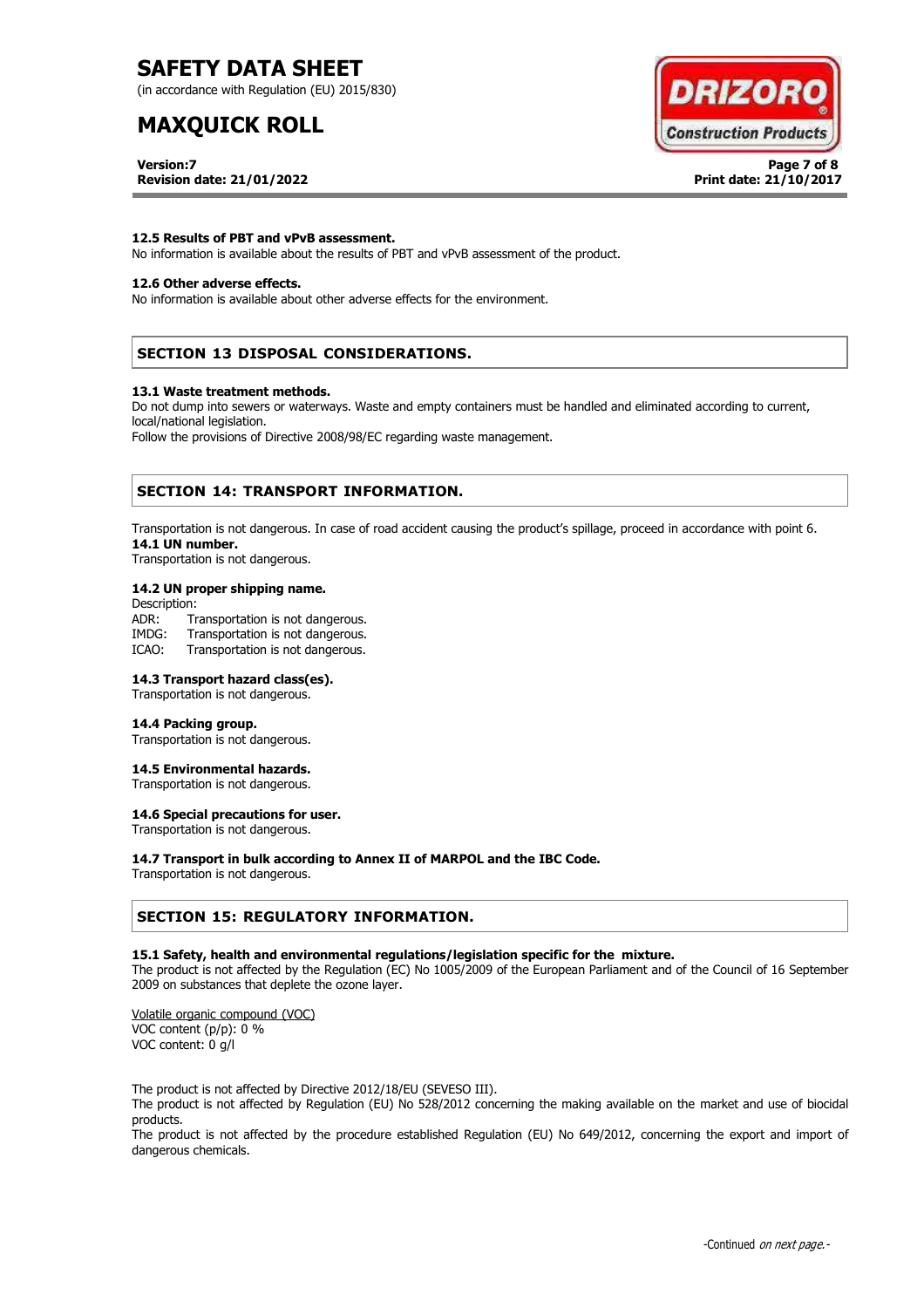### 12.5 Results of PBT and vPvB assessment.

No information is available about the results of PBT and vPvB assessment of the product.

### 12.6 Other adverse effects.

No information is available about other adverse effects for the environment.

## SECTION 13 DISPOSAL CONSIDERATIONS.

### 13.1 Waste treatment methods.

Do not dump into sewers or waterways. Waste and empty containers must be handled and eliminated according to current, local/national legislation.

Follow the provisions of Directive 2008/98/EC regarding waste management.

## SECTION 14: TRANSPORT INFORMATION.

Transportation is not dangerous. In case of road accident causing the product's spillage, proceed in accordance with point 6.

### 14.1 UN number.

Transportation is not dangerous.

### 14.2 UN proper shipping name.

Description:

ADR: Transportation is not dangerous.
IMDG: Transportation is not dangerous.
ICAO: Transportation is not dangerous.

### 14.3 Transport hazard class(es).

Transportation is not dangerous.

### 14.4 Packing group.

Transportation is not dangerous.

### 14.5 Environmental hazards.

Transportation is not dangerous.

### 14.6 Special precautions for user.

Transportation is not dangerous.

### 14.7 Transport in bulk according to Annex II of MARPOL and the IBC Code.

Transportation is not dangerous.

## SECTION 15: REGULATORY INFORMATION.

### 15.1 Safety, health and environmental regulations/legislation specific for the mixture.

The product is not affected by the Regulation (EC) No 1005/2009 of the European Parliament and of the Council of 16 September 2009 on substances that deplete the ozone layer.

Volatile organic compound (VOC)
VOC content (p/p): 0 %
VOC content: 0 g/l

The product is not affected by Directive 2012/18/EU (SEVESO III).

The product is not affected by Regulation (EU) No 528/2012 concerning the making available on the market and use of biocidal products.

The product is not affected by the procedure established Regulation (EU) No 649/2012, concerning the export and import of dangerous chemicals.

-Continued *on next page.*-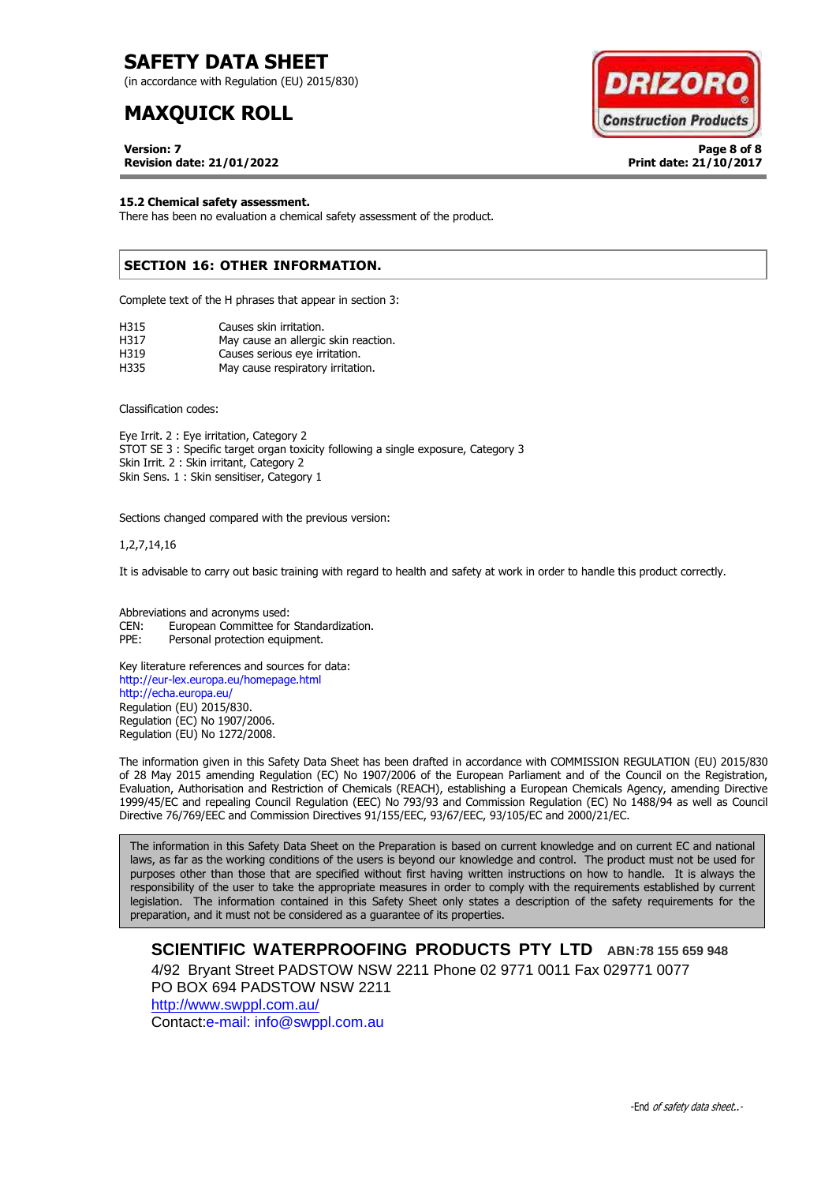**15.2 Chemical safety assessment.**

There has been no evaluation a chemical safety assessment of the product.

## SECTION 16: OTHER INFORMATION.

Complete text of the H phrases that appear in section 3:

| | |
|---|---|
| H315 | Causes skin irritation. |
| H317 | May cause an allergic skin reaction. |
| H319 | Causes serious eye irritation. |
| H335 | May cause respiratory irritation. |

Classification codes:

Eye Irrit. 2 : Eye irritation, Category 2
STOT SE 3 : Specific target organ toxicity following a single exposure, Category 3
Skin Irrit. 2 : Skin irritant, Category 2
Skin Sens. 1 : Skin sensitiser, Category 1

Sections changed compared with the previous version:

1,2,7,14,16

It is advisable to carry out basic training with regard to health and safety at work in order to handle this product correctly.

Abbreviations and acronyms used:
CEN: European Committee for Standardization.
PPE: Personal protection equipment.

Key literature references and sources for data:
http://eur-lex.europa.eu/homepage.html
http://echa.europa.eu/
Regulation (EU) 2015/830.
Regulation (EC) No 1907/2006.
Regulation (EU) No 1272/2008.

The information given in this Safety Data Sheet has been drafted in accordance with COMMISSION REGULATION (EU) 2015/830 of 28 May 2015 amending Regulation (EC) No 1907/2006 of the European Parliament and of the Council on the Registration, Evaluation, Authorisation and Restriction of Chemicals (REACH), establishing a European Chemicals Agency, amending Directive 1999/45/EC and repealing Council Regulation (EEC) No 793/93 and Commission Regulation (EC) No 1488/94 as well as Council Directive 76/769/EEC and Commission Directives 91/155/EEC, 93/67/EEC, 93/105/EC and 2000/21/EC.

The information in this Safety Data Sheet on the Preparation is based on current knowledge and on current EC and national laws, as far as the working conditions of the users is beyond our knowledge and control. The product must not be used for purposes other than those that are specified without first having written instructions on how to handle. It is always the responsibility of the user to take the appropriate measures in order to comply with the requirements established by current legislation. The information contained in this Safety Sheet only states a description of the safety requirements for the preparation, and it must not be considered as a guarantee of its properties.

**SCIENTIFIC WATERPROOFING PRODUCTS PTY LTD** **ABN:78 155 659 948**
4/92 Bryant Street PADSTOW NSW 2211 Phone 02 9771 0011 Fax 029771 0077
PO BOX 694 PADSTOW NSW 2211
http://www.swppl.com.au/
Contact:e-mail: info@swppl.com.au

-End *of safety data sheet.*.-